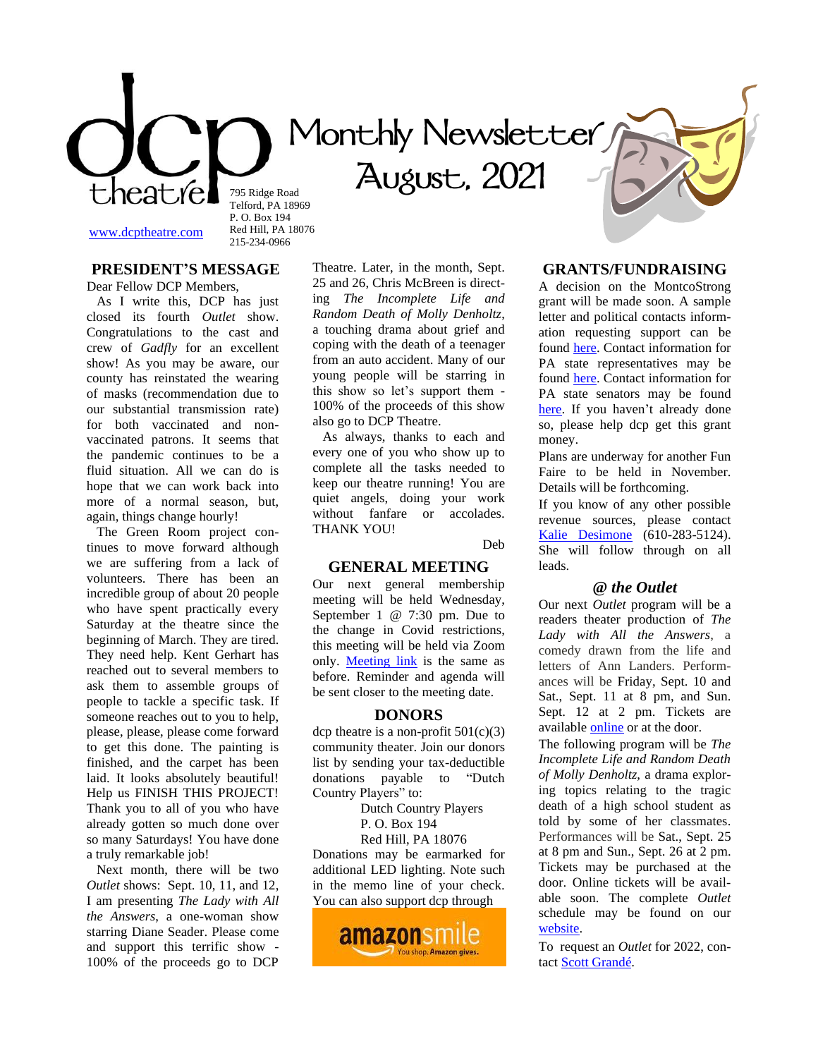# dcp theatre

# Monthly Newsletter August, 2021

www.dcptheatre.com

795 Ridge Road
Telford, PA 18969
P. O. Box 194
Red Hill, PA 18076
215-234-0966

## PRESIDENT'S MESSAGE

Dear Fellow DCP Members,

As I write this, DCP has just closed its fourth *Outlet* show. Congratulations to the cast and crew of *Gadfly* for an excellent show! As you may be aware, our county has reinstated the wearing of masks (recommendation due to our substantial transmission rate) for both vaccinated and non-vaccinated patrons. It seems that the pandemic continues to be a fluid situation. All we can do is hope that we can work back into more of a normal season, but, again, things change hourly!

The Green Room project continues to move forward although we are suffering from a lack of volunteers. There has been an incredible group of about 20 people who have spent practically every Saturday at the theatre since the beginning of March. They are tired. They need help. Kent Gerhart has reached out to several members to ask them to assemble groups of people to tackle a specific task. If someone reaches out to you to help, please, please, please come forward to get this done. The painting is finished, and the carpet has been laid. It looks absolutely beautiful! Help us FINISH THIS PROJECT! Thank you to all of you who have already gotten so much done over so many Saturdays! You have done a truly remarkable job!

Next month, there will be two *Outlet* shows: Sept. 10, 11, and 12, I am presenting *The Lady with All the Answers*, a one-woman show starring Diane Seader. Please come and support this terrific show - 100% of the proceeds go to DCP Theatre. Later, in the month, Sept. 25 and 26, Chris McBreen is directing *The Incomplete Life and Random Death of Molly Denholtz*, a touching drama about grief and coping with the death of a teenager from an auto accident. Many of our young people will be starring in this show so let's support them - 100% of the proceeds of this show also go to DCP Theatre.

As always, thanks to each and every one of you who show up to complete all the tasks needed to keep our theatre running! You are quiet angels, doing your work without fanfare or accolades. THANK YOU!

Deb

## GENERAL MEETING

Our next general membership meeting will be held Wednesday, September 1 @ 7:30 pm. Due to the change in Covid restrictions, this meeting will be held via Zoom only. Meeting link is the same as before. Reminder and agenda will be sent closer to the meeting date.

## DONORS

dcp theatre is a non-profit 501(c)(3) community theater. Join our donors list by sending your tax-deductible donations payable to "Dutch Country Players" to:

Dutch Country Players
P. O. Box 194
Red Hill, PA 18076

Donations may be earmarked for additional LED lighting. Note such in the memo line of your check. You can also support dcp through

amazonsmile — You shop. Amazon gives.

## GRANTS/FUNDRAISING

A decision on the MontcoStrong grant will be made soon. A sample letter and political contacts information requesting support can be found here. Contact information for PA state representatives may be found here. Contact information for PA state senators may be found here. If you haven't already done so, please help dcp get this grant money.

Plans are underway for another Fun Faire to be held in November. Details will be forthcoming.

If you know of any other possible revenue sources, please contact Kalie Desimone (610-283-5124). She will follow through on all leads.

## *@ the Outlet*

Our next *Outlet* program will be a readers theater production of *The Lady with All the Answers*, a comedy drawn from the life and letters of Ann Landers. Performances will be Friday, Sept. 10 and Sat., Sept. 11 at 8 pm, and Sun. Sept. 12 at 2 pm. Tickets are available online or at the door.

The following program will be *The Incomplete Life and Random Death of Molly Denholtz*, a drama exploring topics relating to the tragic death of a high school student as told by some of her classmates. Performances will be Sat., Sept. 25 at 8 pm and Sun., Sept. 26 at 2 pm. Tickets may be purchased at the door. Online tickets will be available soon. The complete *Outlet* schedule may be found on our website.

To request an *Outlet* for 2022, contact Scott Grandé.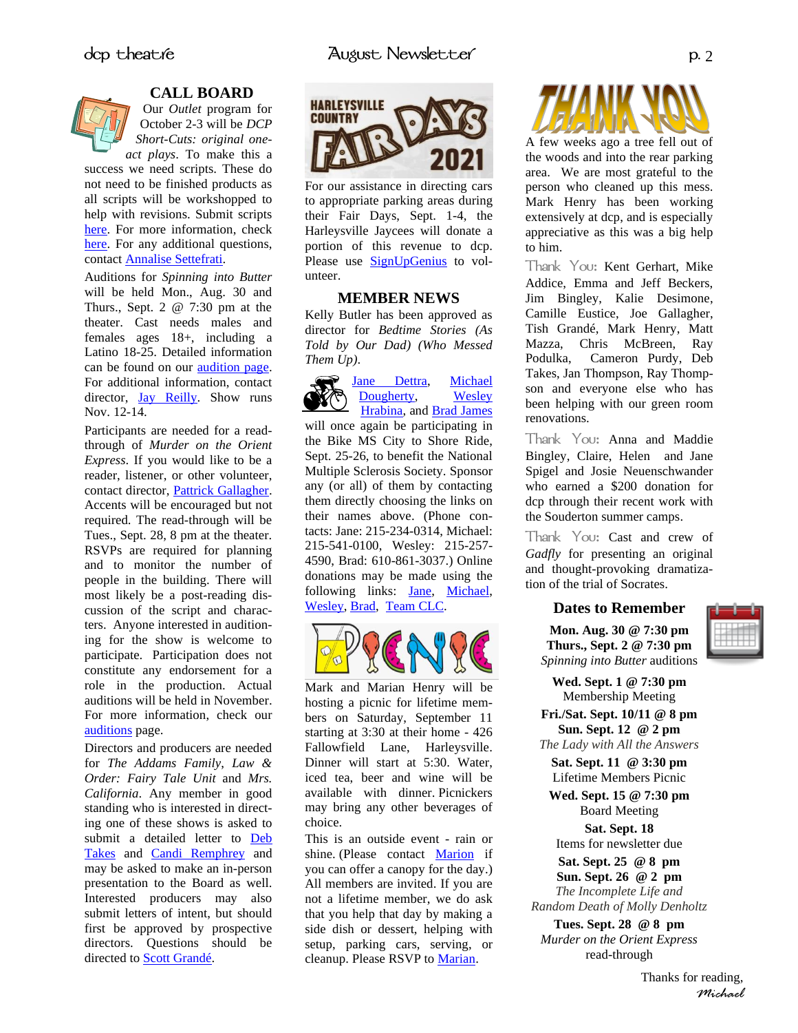## CALL BOARD

Our *Outlet* program for October 2-3 will be *DCP Short-Cuts: original one-act plays*. To make this a success we need scripts. These do not need to be finished products as all scripts will be workshopped to help with revisions. Submit scripts here. For more information, check here. For any additional questions, contact Annalise Settefrati.

Auditions for *Spinning into Butter* will be held Mon., Aug. 30 and Thurs., Sept. 2 @ 7:30 pm at the theater. Cast needs males and females ages 18+, including a Latino 18-25. Detailed information can be found on our audition page. For additional information, contact director, Jay Reilly. Show runs Nov. 12-14.

Participants are needed for a read-through of *Murder on the Orient Express*. If you would like to be a reader, listener, or other volunteer, contact director, Patrick Gallagher. Accents will be encouraged but not required. The read-through will be Tues., Sept. 28, 8 pm at the theater. RSVPs are required for planning and to monitor the number of people in the building. There will most likely be a post-reading discussion of the script and characters. Anyone interested in auditioning for the show is welcome to participate. Participation does not constitute any endorsement for a role in the production. Actual auditions will be held in November. For more information, check our auditions page.

Directors and producers are needed for *The Addams Family*, *Law & Order: Fairy Tale Unit* and *Mrs. California*. Any member in good standing who is interested in directing one of these shows is asked to submit a detailed letter to Deb Takes and Candi Remphrey and may be asked to make an in-person presentation to the Board as well. Interested producers may also submit letters of intent, but should first be approved by prospective directors. Questions should be directed to Scott Grandé.

## HARLEYSVILLE COUNTRY FAIR DAYS 2021

For our assistance in directing cars to appropriate parking areas during their Fair Days, Sept. 1-4, the Harleysville Jaycees will donate a portion of this revenue to dcp. Please use SignUpGenius to volunteer.

## MEMBER NEWS

Kelly Butler has been approved as director for *Bedtime Stories (As Told by Our Dad) (Who Messed Them Up)*.

Jane Dettra, Michael Dougherty, Wesley Hrabina, and Brad James will once again be participating in the Bike MS City to Shore Ride, Sept. 25-26, to benefit the National Multiple Sclerosis Society. Sponsor any (or all) of them by contacting them directly choosing the links on their names above. (Phone contacts: Jane: 215-234-0314, Michael: 215-541-0100, Wesley: 215-257-4590, Brad: 610-861-3037.) Online donations may be made using the following links: Jane, Michael, Wesley, Brad, Team CLC.

## PICNIC

Mark and Marian Henry will be hosting a picnic for lifetime members on Saturday, September 11 starting at 3:30 at their home - 426 Fallowfield Lane, Harleysville. Dinner will start at 5:30. Water, iced tea, beer and wine will be available with dinner. Picnickers may bring any other beverages of choice.

This is an outside event - rain or shine. (Please contact Marion if you can offer a canopy for the day.) All members are invited. If you are not a lifetime member, we do ask that you help that day by making a side dish or dessert, helping with setup, parking cars, serving, or cleanup. Please RSVP to Marian.

## THANK YOU

A few weeks ago a tree fell out of the woods and into the rear parking area. We are most grateful to the person who cleaned up this mess. Mark Henry has been working extensively at dcp, and is especially appreciative as this was a big help to him.

Thank You: Kent Gerhart, Mike Addice, Emma and Jeff Beckers, Jim Bingley, Kalie Desimone, Camille Eustice, Joe Gallagher, Tish Grandé, Mark Henry, Matt Mazza, Chris McBreen, Ray Podulka, Cameron Purdy, Deb Takes, Jan Thompson, Ray Thompson and everyone else who has been helping with our green room renovations.

Thank You: Anna and Maddie Bingley, Claire, Helen and Jane Spigel and Josie Neuenschwander who earned a $200 donation for dcp through their recent work with the Souderton summer camps.

Thank You: Cast and crew of *Gadfly* for presenting an original and thought-provoking dramatization of the trial of Socrates.

## Dates to Remember

**Mon. Aug. 30 @ 7:30 pm**
**Thurs., Sept. 2 @ 7:30 pm**
*Spinning into Butter* auditions

**Wed. Sept. 1 @ 7:30 pm**
Membership Meeting

**Fri./Sat. Sept. 10/11 @ 8 pm**
**Sun. Sept. 12 @ 2 pm**
*The Lady with All the Answers*

**Sat. Sept. 11 @ 3:30 pm**
Lifetime Members Picnic

**Wed. Sept. 15 @ 7:30 pm**
Board Meeting

**Sat. Sept. 18**
Items for newsletter due

**Sat. Sept. 25 @ 8 pm**
**Sun. Sept. 26 @ 2 pm**
*The Incomplete Life and Random Death of Molly Denholtz*

**Tues. Sept. 28 @ 8 pm**
*Murder on the Orient Express* read-through

Thanks for reading,
*Michael*